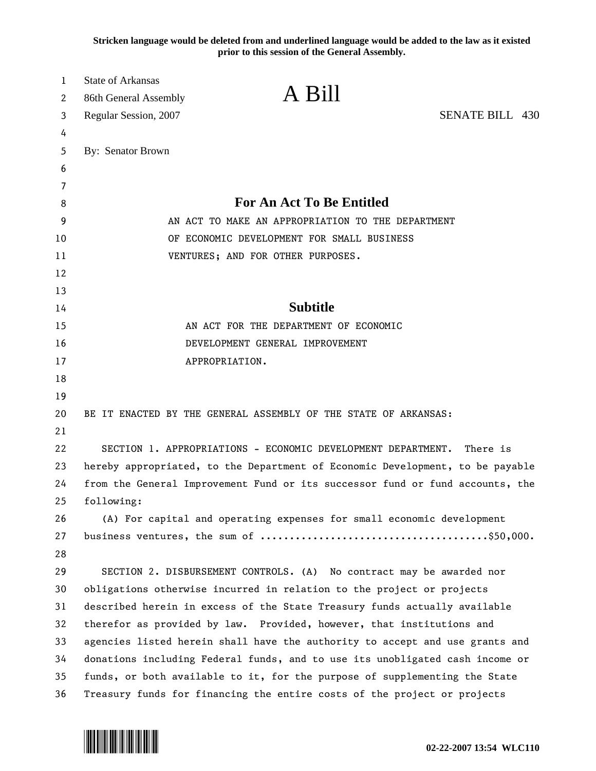**Stricken language would be deleted from and underlined language would be added to the law as it existed prior to this session of the General Assembly.**

State of Arkansas
86th General Assembly
Regular Session, 2007

# A Bill

SENATE BILL 430

By: Senator Brown

## For An Act To Be Entitled

AN ACT TO MAKE AN APPROPRIATION TO THE DEPARTMENT OF ECONOMIC DEVELOPMENT FOR SMALL BUSINESS VENTURES; AND FOR OTHER PURPOSES.

## Subtitle

AN ACT FOR THE DEPARTMENT OF ECONOMIC DEVELOPMENT GENERAL IMPROVEMENT APPROPRIATION.

BE IT ENACTED BY THE GENERAL ASSEMBLY OF THE STATE OF ARKANSAS:

SECTION 1. APPROPRIATIONS - ECONOMIC DEVELOPMENT DEPARTMENT. There is hereby appropriated, to the Department of Economic Development, to be payable from the General Improvement Fund or its successor fund or fund accounts, the following:

(A) For capital and operating expenses for small economic development business ventures, the sum of ......................................$50,000.

SECTION 2. DISBURSEMENT CONTROLS. (A) No contract may be awarded nor obligations otherwise incurred in relation to the project or projects described herein in excess of the State Treasury funds actually available therefor as provided by law. Provided, however, that institutions and agencies listed herein shall have the authority to accept and use grants and donations including Federal funds, and to use its unobligated cash income or funds, or both available to it, for the purpose of supplementing the State Treasury funds for financing the entire costs of the project or projects

02-22-2007 13:54 WLC110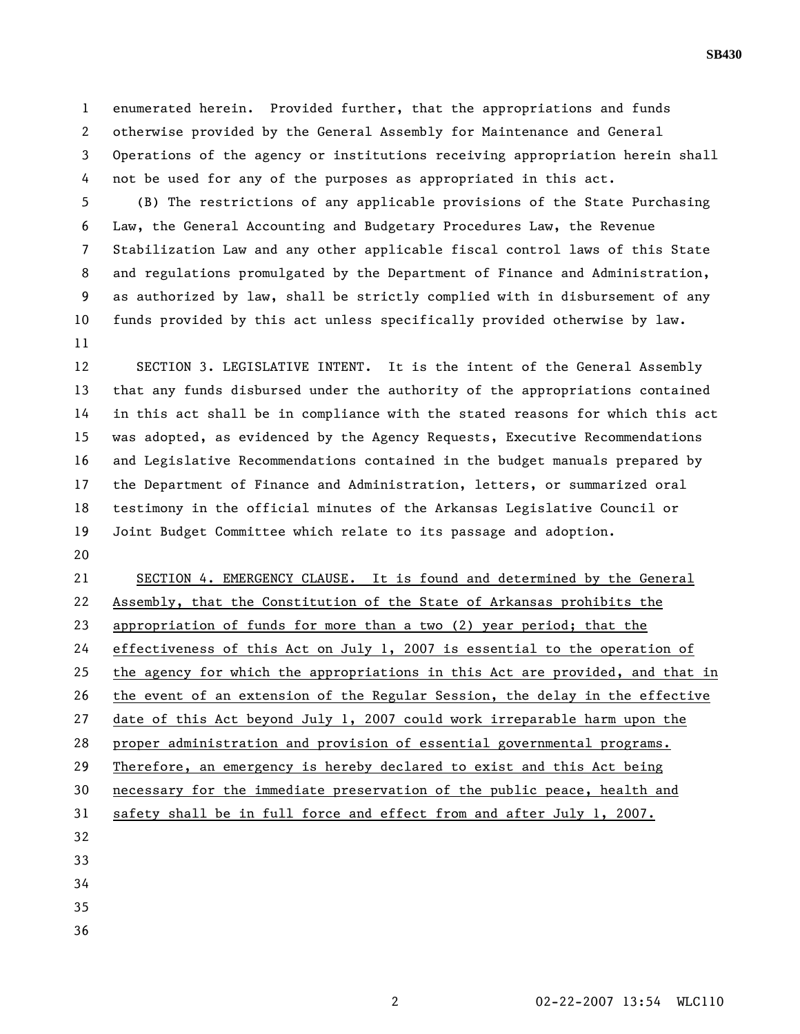enumerated herein. Provided further, that the appropriations and funds otherwise provided by the General Assembly for Maintenance and General Operations of the agency or institutions receiving appropriation herein shall not be used for any of the purposes as appropriated in this act.

(B) The restrictions of any applicable provisions of the State Purchasing Law, the General Accounting and Budgetary Procedures Law, the Revenue Stabilization Law and any other applicable fiscal control laws of this State and regulations promulgated by the Department of Finance and Administration, as authorized by law, shall be strictly complied with in disbursement of any funds provided by this act unless specifically provided otherwise by law.

SECTION 3. LEGISLATIVE INTENT. It is the intent of the General Assembly that any funds disbursed under the authority of the appropriations contained in this act shall be in compliance with the stated reasons for which this act was adopted, as evidenced by the Agency Requests, Executive Recommendations and Legislative Recommendations contained in the budget manuals prepared by the Department of Finance and Administration, letters, or summarized oral testimony in the official minutes of the Arkansas Legislative Council or Joint Budget Committee which relate to its passage and adoption.

SECTION 4. EMERGENCY CLAUSE. It is found and determined by the General Assembly, that the Constitution of the State of Arkansas prohibits the appropriation of funds for more than a two (2) year period; that the effectiveness of this Act on July 1, 2007 is essential to the operation of the agency for which the appropriations in this Act are provided, and that in the event of an extension of the Regular Session, the delay in the effective date of this Act beyond July 1, 2007 could work irreparable harm upon the proper administration and provision of essential governmental programs. Therefore, an emergency is hereby declared to exist and this Act being necessary for the immediate preservation of the public peace, health and safety shall be in full force and effect from and after July 1, 2007.